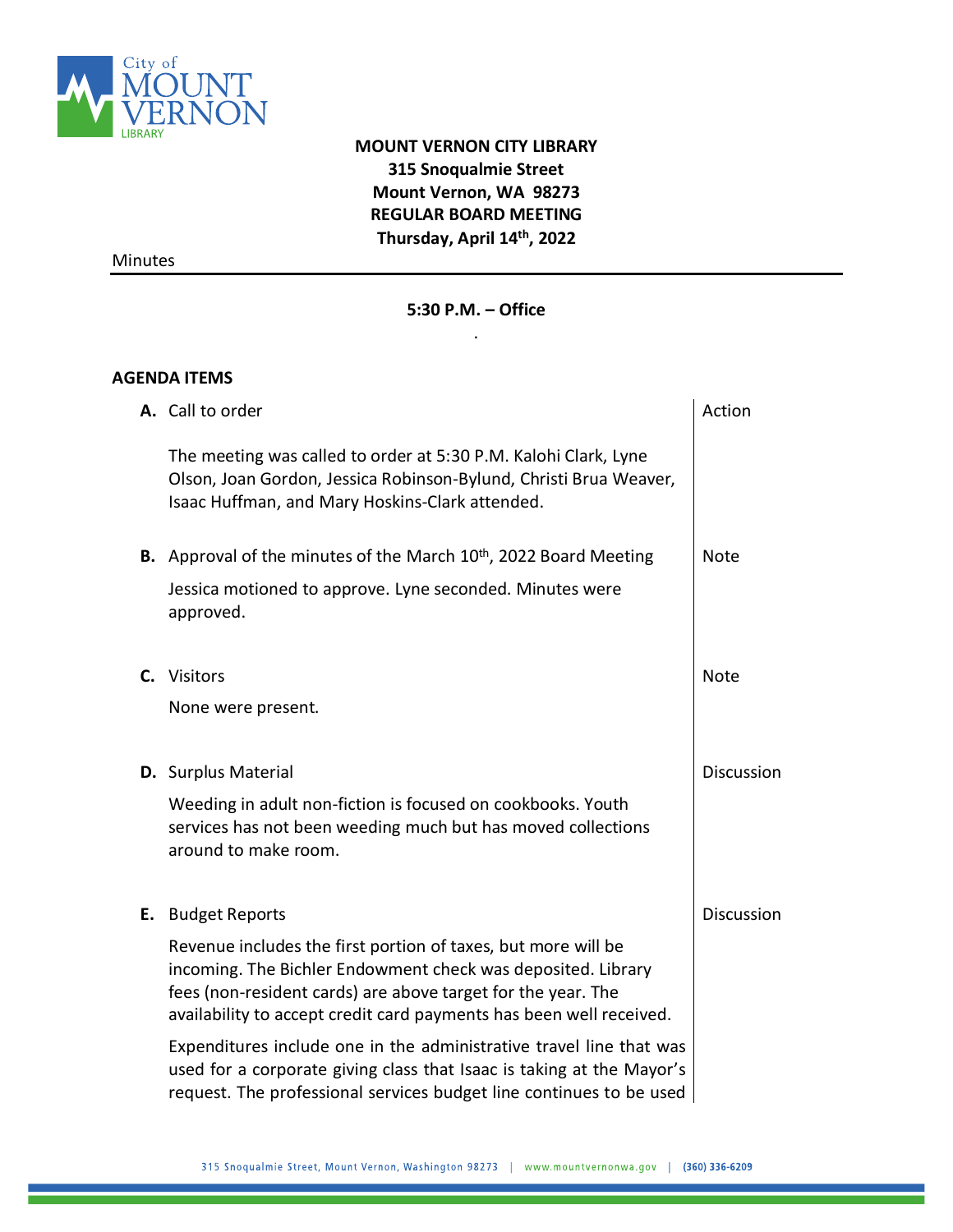**MOUNT VERNON CITY LIBRARY**
**315 Snoqualmie Street**
**Mount Vernon, WA 98273**
**REGULAR BOARD MEETING**
**Thursday, April 14th, 2022**

Minutes

**5:30 P.M. – Office**

## AGENDA ITEMS

| | | Action |
|---|---|---|
| **A.** | Call to order<br><br>The meeting was called to order at 5:30 P.M. Kalohi Clark, Lyne Olson, Joan Gordon, Jessica Robinson-Bylund, Christi Brua Weaver, Isaac Huffman, and Mary Hoskins-Clark attended. | Action |
| **B.** | Approval of the minutes of the March 10th, 2022 Board Meeting<br><br>Jessica motioned to approve. Lyne seconded. Minutes were approved. | Note |
| **C.** | Visitors<br><br>None were present. | Note |
| **D.** | Surplus Material<br><br>Weeding in adult non-fiction is focused on cookbooks. Youth services has not been weeding much but has moved collections around to make room. | Discussion |
| **E.** | Budget Reports<br><br>Revenue includes the first portion of taxes, but more will be incoming. The Bichler Endowment check was deposited. Library fees (non-resident cards) are above target for the year. The availability to accept credit card payments has been well received.<br><br>Expenditures include one in the administrative travel line that was used for a corporate giving class that Isaac is taking at the Mayor's request. The professional services budget line continues to be used | Discussion |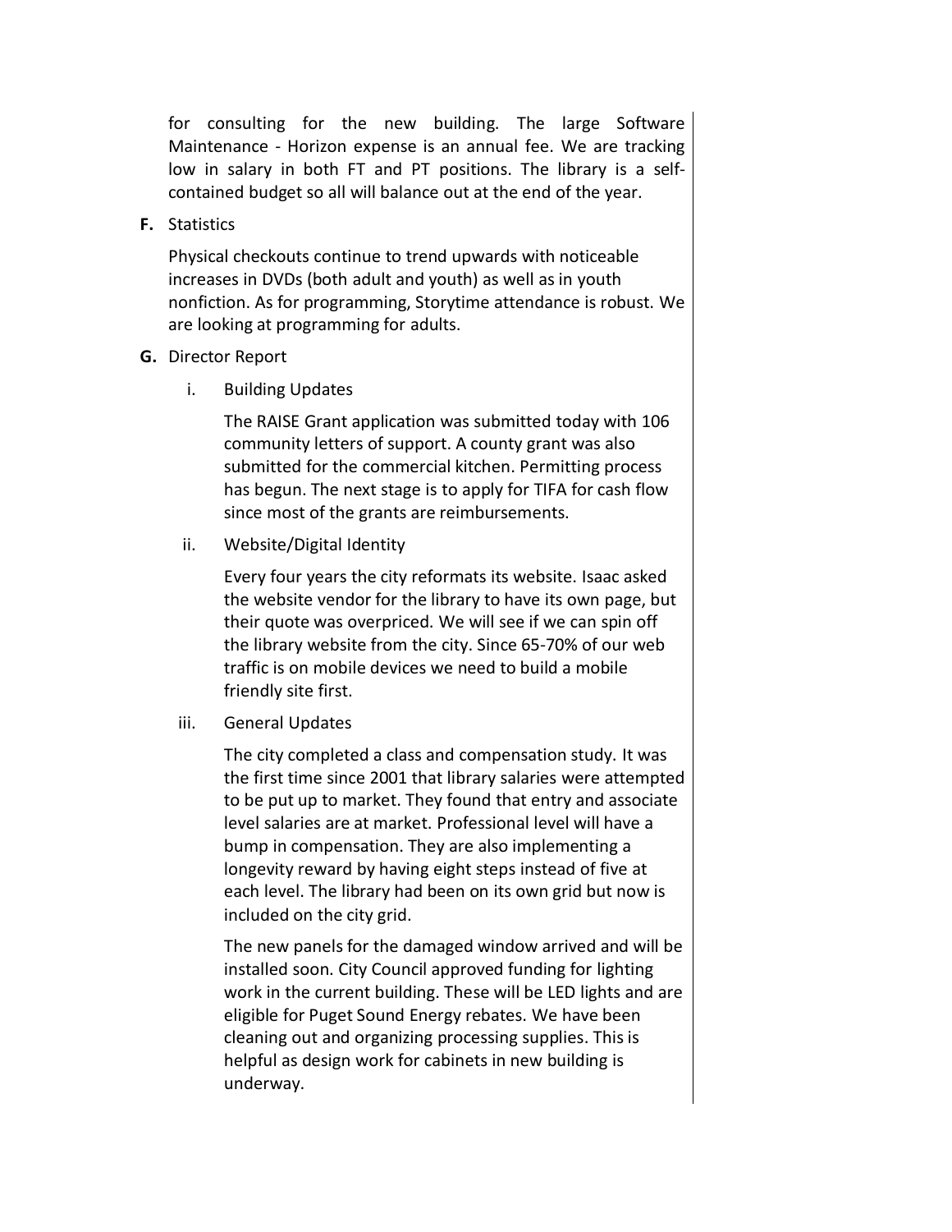for consulting for the new building. The large Software Maintenance - Horizon expense is an annual fee. We are tracking low in salary in both FT and PT positions. The library is a self-contained budget so all will balance out at the end of the year.

**F.** Statistics

Physical checkouts continue to trend upwards with noticeable increases in DVDs (both adult and youth) as well as in youth nonfiction. As for programming, Storytime attendance is robust. We are looking at programming for adults.

**G.** Director Report

i. Building Updates

The RAISE Grant application was submitted today with 106 community letters of support. A county grant was also submitted for the commercial kitchen. Permitting process has begun. The next stage is to apply for TIFA for cash flow since most of the grants are reimbursements.

ii. Website/Digital Identity

Every four years the city reformats its website. Isaac asked the website vendor for the library to have its own page, but their quote was overpriced. We will see if we can spin off the library website from the city. Since 65-70% of our web traffic is on mobile devices we need to build a mobile friendly site first.

iii. General Updates

The city completed a class and compensation study. It was the first time since 2001 that library salaries were attempted to be put up to market. They found that entry and associate level salaries are at market. Professional level will have a bump in compensation. They are also implementing a longevity reward by having eight steps instead of five at each level. The library had been on its own grid but now is included on the city grid.

The new panels for the damaged window arrived and will be installed soon. City Council approved funding for lighting work in the current building. These will be LED lights and are eligible for Puget Sound Energy rebates. We have been cleaning out and organizing processing supplies. This is helpful as design work for cabinets in new building is underway.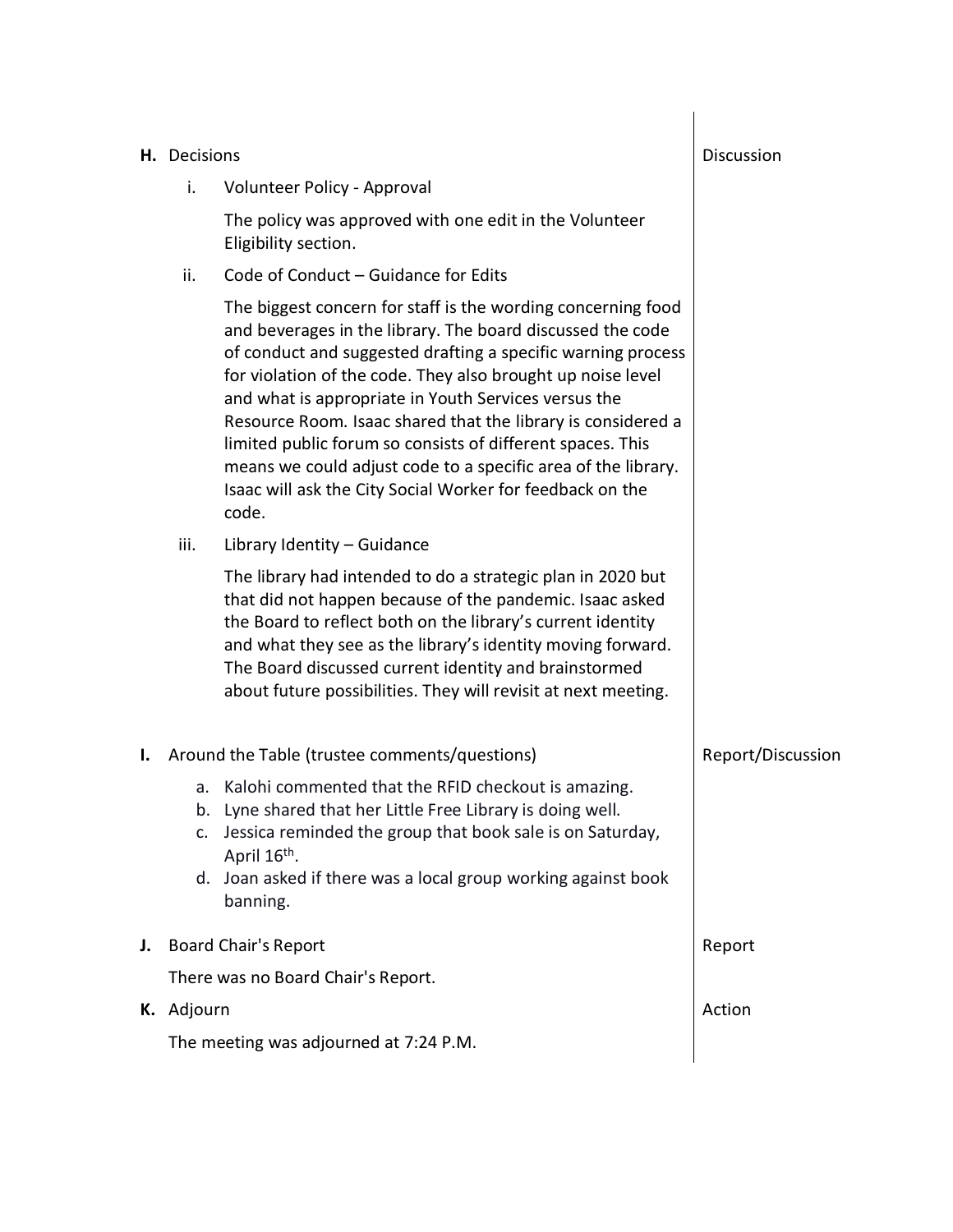| | |
|---|---|
| **H.** Decisions | Discussion |
| i. Volunteer Policy - Approval<br><br>The policy was approved with one edit in the Volunteer Eligibility section. | |
| ii. Code of Conduct – Guidance for Edits<br><br>The biggest concern for staff is the wording concerning food and beverages in the library. The board discussed the code of conduct and suggested drafting a specific warning process for violation of the code. They also brought up noise level and what is appropriate in Youth Services versus the Resource Room. Isaac shared that the library is considered a limited public forum so consists of different spaces. This means we could adjust code to a specific area of the library. Isaac will ask the City Social Worker for feedback on the code. | |
| iii. Library Identity – Guidance<br><br>The library had intended to do a strategic plan in 2020 but that did not happen because of the pandemic. Isaac asked the Board to reflect both on the library's current identity and what they see as the library's identity moving forward. The Board discussed current identity and brainstormed about future possibilities. They will revisit at next meeting. | |
| **I.** Around the Table (trustee comments/questions)<br><br>a. Kalohi commented that the RFID checkout is amazing.<br>b. Lyne shared that her Little Free Library is doing well.<br>c. Jessica reminded the group that book sale is on Saturday, April 16th.<br>d. Joan asked if there was a local group working against book banning. | Report/Discussion |
| **J.** Board Chair's Report<br><br>There was no Board Chair's Report. | Report |
| **K.** Adjourn<br><br>The meeting was adjourned at 7:24 P.M. | Action |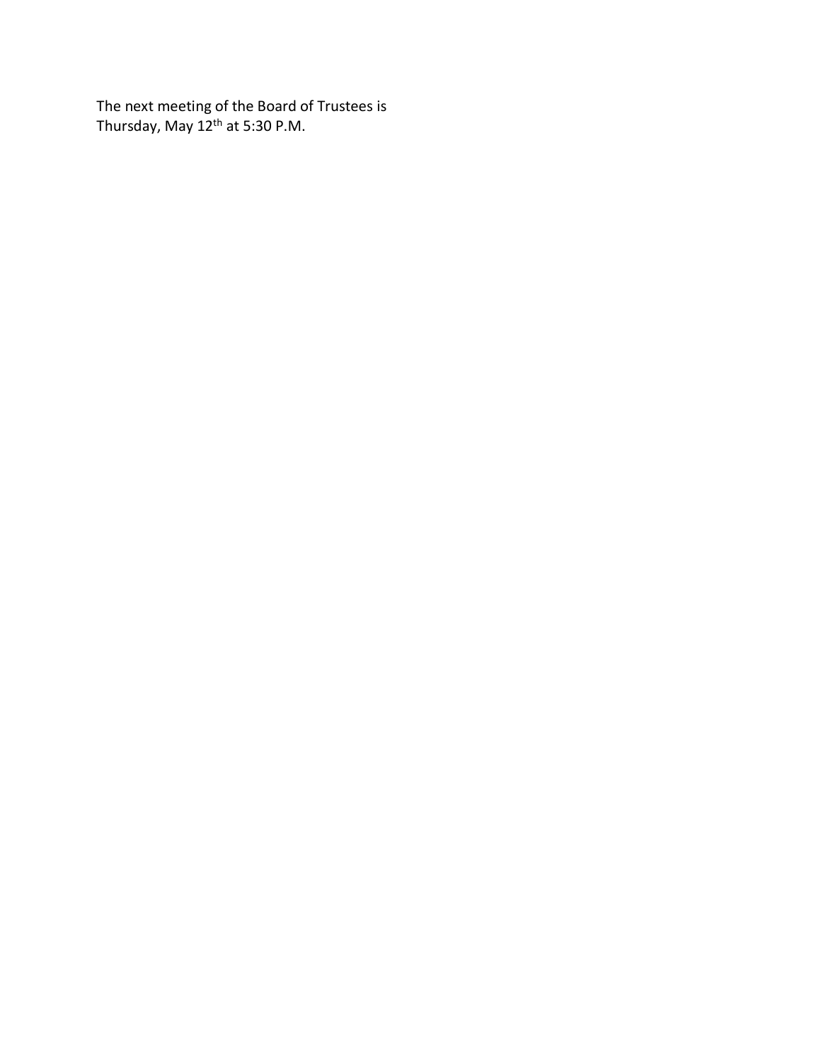The next meeting of the Board of Trustees is Thursday, May 12th at 5:30 P.M.